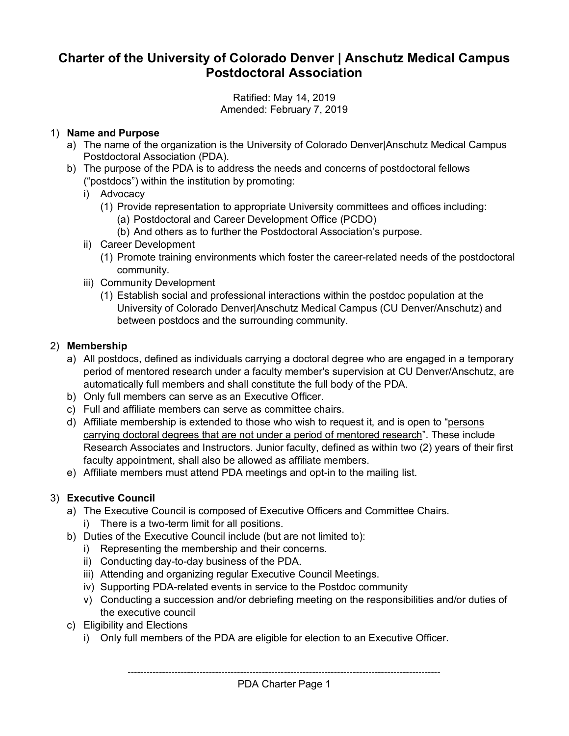# Charter of the University of Colorado Denver | Anschutz Medical Campus Postdoctoral Association

Ratified: May 14, 2019
Amended: February 7, 2019

1) **Name and Purpose**
   a) The name of the organization is the University of Colorado Denver|Anschutz Medical Campus Postdoctoral Association (PDA).
   b) The purpose of the PDA is to address the needs and concerns of postdoctoral fellows ("postdocs") within the institution by promoting:
      i) Advocacy
         (1) Provide representation to appropriate University committees and offices including:
            (a) Postdoctoral and Career Development Office (PCDO)
            (b) And others as to further the Postdoctoral Association's purpose.
      ii) Career Development
         (1) Promote training environments which foster the career-related needs of the postdoctoral community.
      iii) Community Development
         (1) Establish social and professional interactions within the postdoc population at the University of Colorado Denver|Anschutz Medical Campus (CU Denver/Anschutz) and between postdocs and the surrounding community.

2) **Membership**
   a) All postdocs, defined as individuals carrying a doctoral degree who are engaged in a temporary period of mentored research under a faculty member's supervision at CU Denver/Anschutz, are automatically full members and shall constitute the full body of the PDA.
   b) Only full members can serve as an Executive Officer.
   c) Full and affiliate members can serve as committee chairs.
   d) Affiliate membership is extended to those who wish to request it, and is open to "persons carrying doctoral degrees that are not under a period of mentored research". These include Research Associates and Instructors. Junior faculty, defined as within two (2) years of their first faculty appointment, shall also be allowed as affiliate members.
   e) Affiliate members must attend PDA meetings and opt-in to the mailing list.

3) **Executive Council**
   a) The Executive Council is composed of Executive Officers and Committee Chairs.
      i) There is a two-term limit for all positions.
   b) Duties of the Executive Council include (but are not limited to):
      i) Representing the membership and their concerns.
      ii) Conducting day-to-day business of the PDA.
      iii) Attending and organizing regular Executive Council Meetings.
      iv) Supporting PDA-related events in service to the Postdoc community
      v) Conducting a succession and/or debriefing meeting on the responsibilities and/or duties of the executive council
   c) Eligibility and Elections
      i) Only full members of the PDA are eligible for election to an Executive Officer.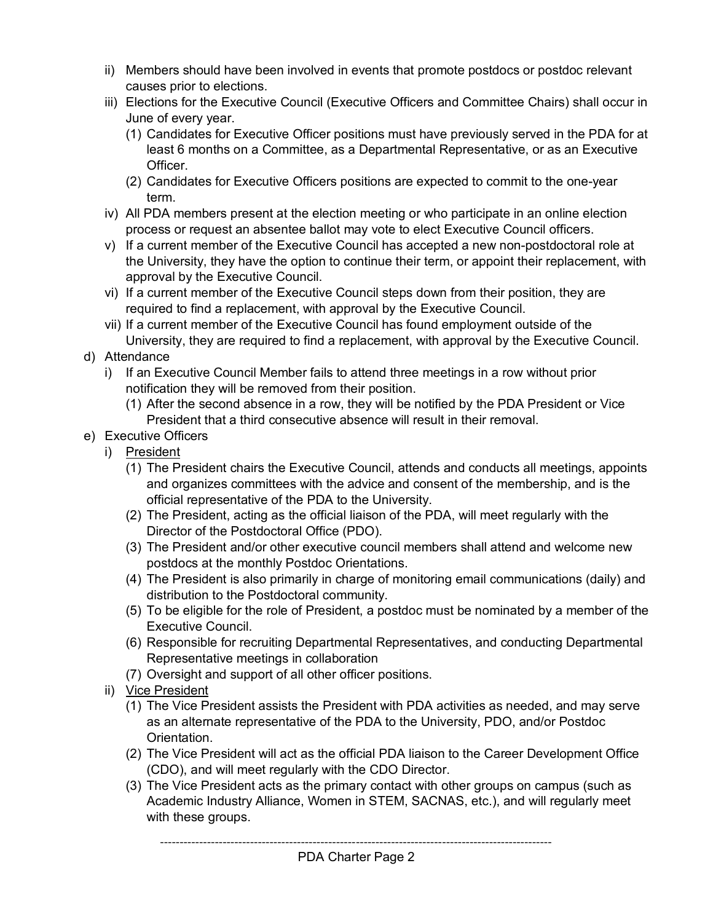ii) Members should have been involved in events that promote postdocs or postdoc relevant causes prior to elections.

iii) Elections for the Executive Council (Executive Officers and Committee Chairs) shall occur in June of every year.

(1) Candidates for Executive Officer positions must have previously served in the PDA for at least 6 months on a Committee, as a Departmental Representative, or as an Executive Officer.

(2) Candidates for Executive Officers positions are expected to commit to the one-year term.

iv) All PDA members present at the election meeting or who participate in an online election process or request an absentee ballot may vote to elect Executive Council officers.

v) If a current member of the Executive Council has accepted a new non-postdoctoral role at the University, they have the option to continue their term, or appoint their replacement, with approval by the Executive Council.

vi) If a current member of the Executive Council steps down from their position, they are required to find a replacement, with approval by the Executive Council.

vii) If a current member of the Executive Council has found employment outside of the University, they are required to find a replacement, with approval by the Executive Council.

d) Attendance

i) If an Executive Council Member fails to attend three meetings in a row without prior notification they will be removed from their position.

(1) After the second absence in a row, they will be notified by the PDA President or Vice President that a third consecutive absence will result in their removal.

e) Executive Officers

i) <u>President</u>

(1) The President chairs the Executive Council, attends and conducts all meetings, appoints and organizes committees with the advice and consent of the membership, and is the official representative of the PDA to the University.

(2) The President, acting as the official liaison of the PDA, will meet regularly with the Director of the Postdoctoral Office (PDO).

(3) The President and/or other executive council members shall attend and welcome new postdocs at the monthly Postdoc Orientations.

(4) The President is also primarily in charge of monitoring email communications (daily) and distribution to the Postdoctoral community.

(5) To be eligible for the role of President, a postdoc must be nominated by a member of the Executive Council.

(6) Responsible for recruiting Departmental Representatives, and conducting Departmental Representative meetings in collaboration

(7) Oversight and support of all other officer positions.

ii) <u>Vice President</u>

(1) The Vice President assists the President with PDA activities as needed, and may serve as an alternate representative of the PDA to the University, PDO, and/or Postdoc Orientation.

(2) The Vice President will act as the official PDA liaison to the Career Development Office (CDO), and will meet regularly with the CDO Director.

(3) The Vice President acts as the primary contact with other groups on campus (such as Academic Industry Alliance, Women in STEM, SACNAS, etc.), and will regularly meet with these groups.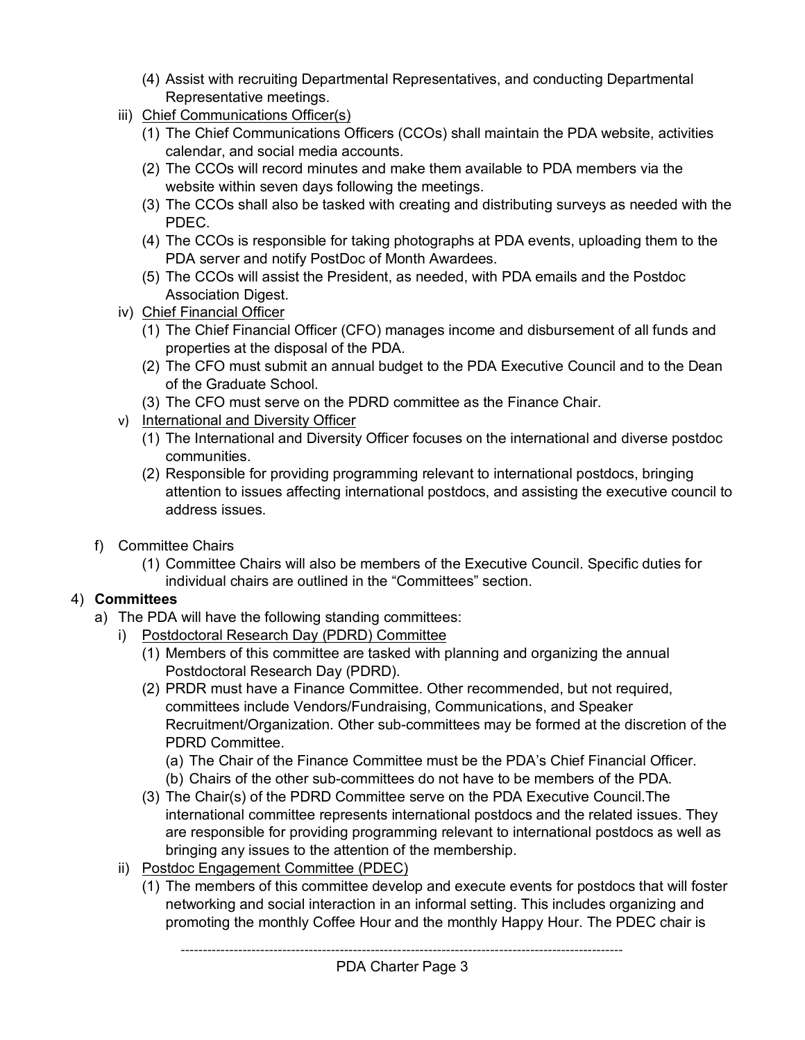(4) Assist with recruiting Departmental Representatives, and conducting Departmental Representative meetings.

iii) Chief Communications Officer(s)

   (1) The Chief Communications Officers (CCOs) shall maintain the PDA website, activities calendar, and social media accounts.
   (2) The CCOs will record minutes and make them available to PDA members via the website within seven days following the meetings.
   (3) The CCOs shall also be tasked with creating and distributing surveys as needed with the PDEC.
   (4) The CCOs is responsible for taking photographs at PDA events, uploading them to the PDA server and notify PostDoc of Month Awardees.
   (5) The CCOs will assist the President, as needed, with PDA emails and the Postdoc Association Digest.

iv) Chief Financial Officer

   (1) The Chief Financial Officer (CFO) manages income and disbursement of all funds and properties at the disposal of the PDA.
   (2) The CFO must submit an annual budget to the PDA Executive Council and to the Dean of the Graduate School.
   (3) The CFO must serve on the PDRD committee as the Finance Chair.

v) International and Diversity Officer

   (1) The International and Diversity Officer focuses on the international and diverse postdoc communities.
   (2) Responsible for providing programming relevant to international postdocs, bringing attention to issues affecting international postdocs, and assisting the executive council to address issues.

f) Committee Chairs

   (1) Committee Chairs will also be members of the Executive Council. Specific duties for individual chairs are outlined in the "Committees" section.

4) **Committees**

a) The PDA will have the following standing committees:

i) Postdoctoral Research Day (PDRD) Committee

   (1) Members of this committee are tasked with planning and organizing the annual Postdoctoral Research Day (PDRD).
   (2) PRDR must have a Finance Committee. Other recommended, but not required, committees include Vendors/Fundraising, Communications, and Speaker Recruitment/Organization. Other sub-committees may be formed at the discretion of the PDRD Committee.
      (a) The Chair of the Finance Committee must be the PDA's Chief Financial Officer.
      (b) Chairs of the other sub-committees do not have to be members of the PDA.
   (3) The Chair(s) of the PDRD Committee serve on the PDA Executive Council.The international committee represents international postdocs and the related issues. They are responsible for providing programming relevant to international postdocs as well as bringing any issues to the attention of the membership.

ii) Postdoc Engagement Committee (PDEC)

   (1) The members of this committee develop and execute events for postdocs that will foster networking and social interaction in an informal setting. This includes organizing and promoting the monthly Coffee Hour and the monthly Happy Hour. The PDEC chair is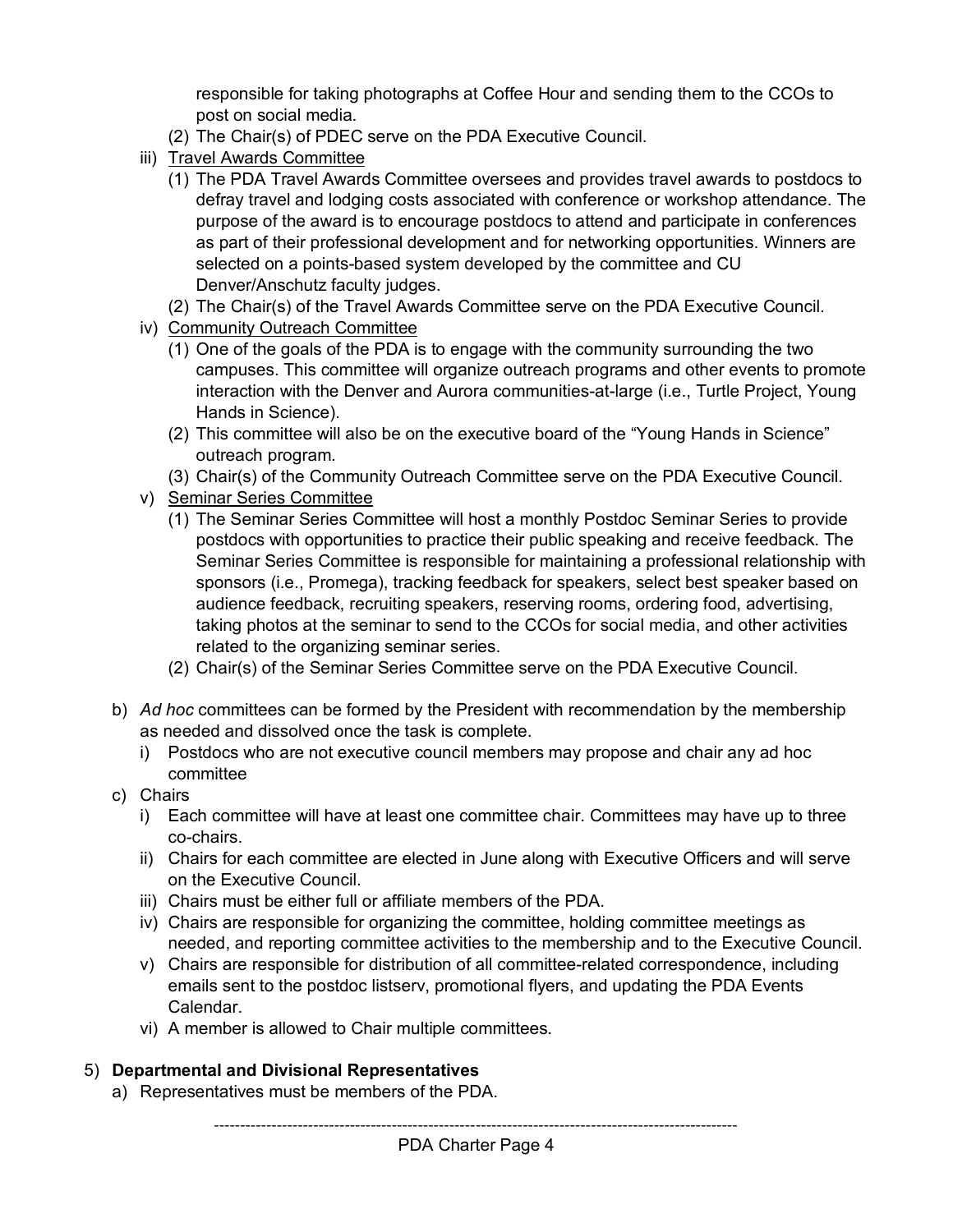responsible for taking photographs at Coffee Hour and sending them to the CCOs to post on social media.

(2) The Chair(s) of PDEC serve on the PDA Executive Council.

iii) <u>Travel Awards Committee</u>

(1) The PDA Travel Awards Committee oversees and provides travel awards to postdocs to defray travel and lodging costs associated with conference or workshop attendance. The purpose of the award is to encourage postdocs to attend and participate in conferences as part of their professional development and for networking opportunities. Winners are selected on a points-based system developed by the committee and CU Denver/Anschutz faculty judges.

(2) The Chair(s) of the Travel Awards Committee serve on the PDA Executive Council.

iv) <u>Community Outreach Committee</u>

(1) One of the goals of the PDA is to engage with the community surrounding the two campuses. This committee will organize outreach programs and other events to promote interaction with the Denver and Aurora communities-at-large (i.e., Turtle Project, Young Hands in Science).

(2) This committee will also be on the executive board of the "Young Hands in Science" outreach program.

(3) Chair(s) of the Community Outreach Committee serve on the PDA Executive Council.

v) <u>Seminar Series Committee</u>

(1) The Seminar Series Committee will host a monthly Postdoc Seminar Series to provide postdocs with opportunities to practice their public speaking and receive feedback. The Seminar Series Committee is responsible for maintaining a professional relationship with sponsors (i.e., Promega), tracking feedback for speakers, select best speaker based on audience feedback, recruiting speakers, reserving rooms, ordering food, advertising, taking photos at the seminar to send to the CCOs for social media, and other activities related to the organizing seminar series.

(2) Chair(s) of the Seminar Series Committee serve on the PDA Executive Council.

b) *Ad hoc* committees can be formed by the President with recommendation by the membership as needed and dissolved once the task is complete.

i) Postdocs who are not executive council members may propose and chair any ad hoc committee

c) Chairs

i) Each committee will have at least one committee chair. Committees may have up to three co-chairs.

ii) Chairs for each committee are elected in June along with Executive Officers and will serve on the Executive Council.

iii) Chairs must be either full or affiliate members of the PDA.

iv) Chairs are responsible for organizing the committee, holding committee meetings as needed, and reporting committee activities to the membership and to the Executive Council.

v) Chairs are responsible for distribution of all committee-related correspondence, including emails sent to the postdoc listserv, promotional flyers, and updating the PDA Events Calendar.

vi) A member is allowed to Chair multiple committees.

5) **Departmental and Divisional Representatives**

a) Representatives must be members of the PDA.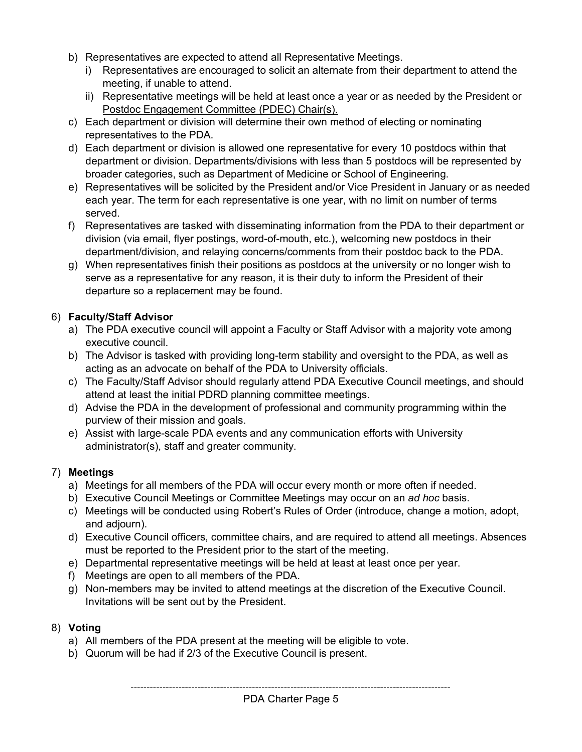b) Representatives are expected to attend all Representative Meetings.
   i) Representatives are encouraged to solicit an alternate from their department to attend the meeting, if unable to attend.
   ii) Representative meetings will be held at least once a year or as needed by the President or Postdoc Engagement Committee (PDEC) Chair(s).
c) Each department or division will determine their own method of electing or nominating representatives to the PDA.
d) Each department or division is allowed one representative for every 10 postdocs within that department or division. Departments/divisions with less than 5 postdocs will be represented by broader categories, such as Department of Medicine or School of Engineering.
e) Representatives will be solicited by the President and/or Vice President in January or as needed each year. The term for each representative is one year, with no limit on number of terms served.
f) Representatives are tasked with disseminating information from the PDA to their department or division (via email, flyer postings, word-of-mouth, etc.), welcoming new postdocs in their department/division, and relaying concerns/comments from their postdoc back to the PDA.
g) When representatives finish their positions as postdocs at the university or no longer wish to serve as a representative for any reason, it is their duty to inform the President of their departure so a replacement may be found.

6) **Faculty/Staff Advisor**
   a) The PDA executive council will appoint a Faculty or Staff Advisor with a majority vote among executive council.
   b) The Advisor is tasked with providing long-term stability and oversight to the PDA, as well as acting as an advocate on behalf of the PDA to University officials.
   c) The Faculty/Staff Advisor should regularly attend PDA Executive Council meetings, and should attend at least the initial PDRD planning committee meetings.
   d) Advise the PDA in the development of professional and community programming within the purview of their mission and goals.
   e) Assist with large-scale PDA events and any communication efforts with University administrator(s), staff and greater community.

7) **Meetings**
   a) Meetings for all members of the PDA will occur every month or more often if needed.
   b) Executive Council Meetings or Committee Meetings may occur on an *ad hoc* basis.
   c) Meetings will be conducted using Robert's Rules of Order (introduce, change a motion, adopt, and adjourn).
   d) Executive Council officers, committee chairs, and are required to attend all meetings. Absences must be reported to the President prior to the start of the meeting.
   e) Departmental representative meetings will be held at least at least once per year.
   f) Meetings are open to all members of the PDA.
   g) Non-members may be invited to attend meetings at the discretion of the Executive Council. Invitations will be sent out by the President.

8) **Voting**
   a) All members of the PDA present at the meeting will be eligible to vote.
   b) Quorum will be had if 2/3 of the Executive Council is present.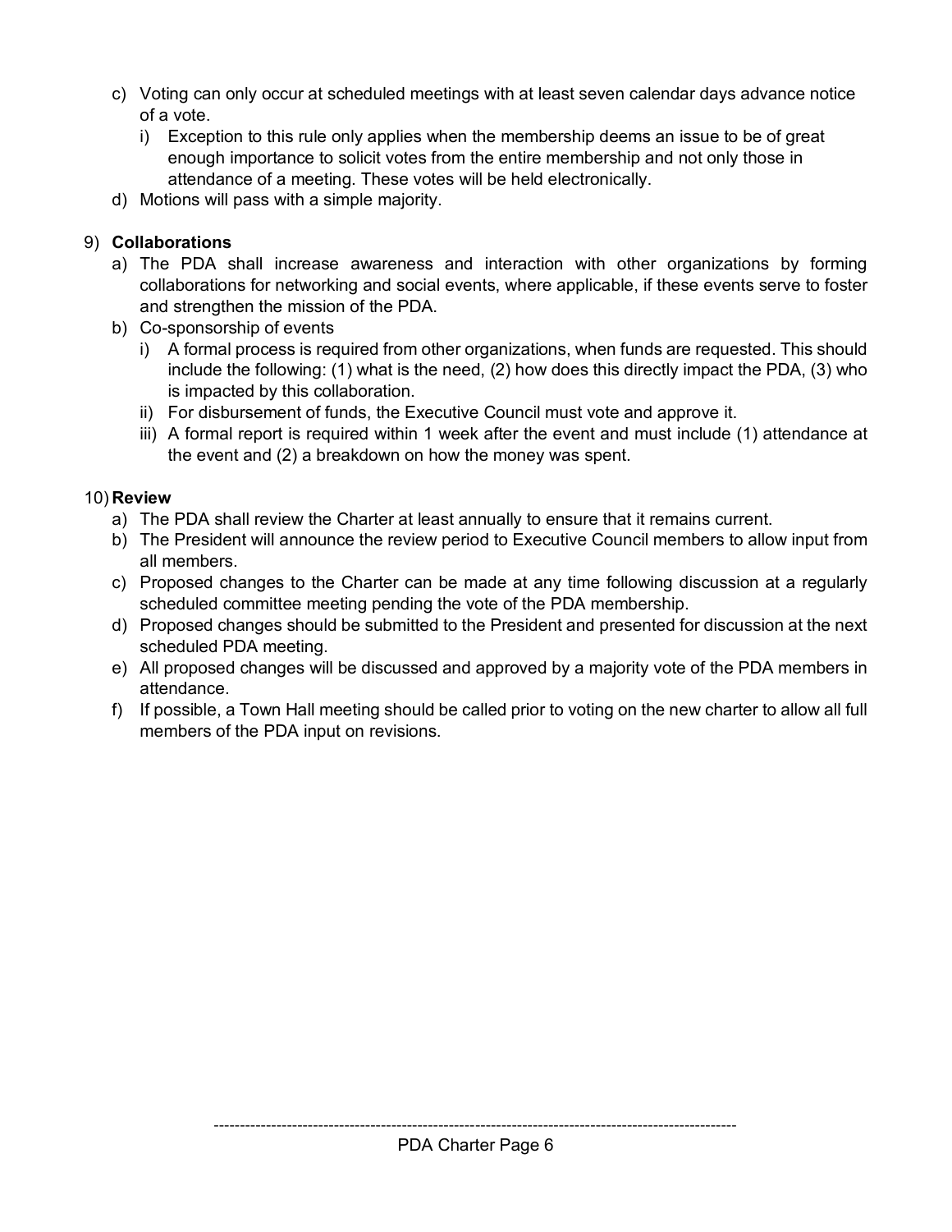c) Voting can only occur at scheduled meetings with at least seven calendar days advance notice of a vote.
   i) Exception to this rule only applies when the membership deems an issue to be of great enough importance to solicit votes from the entire membership and not only those in attendance of a meeting. These votes will be held electronically.

d) Motions will pass with a simple majority.

9) **Collaborations**
   a) The PDA shall increase awareness and interaction with other organizations by forming collaborations for networking and social events, where applicable, if these events serve to foster and strengthen the mission of the PDA.
   b) Co-sponsorship of events
      i) A formal process is required from other organizations, when funds are requested. This should include the following: (1) what is the need, (2) how does this directly impact the PDA, (3) who is impacted by this collaboration.
      ii) For disbursement of funds, the Executive Council must vote and approve it.
      iii) A formal report is required within 1 week after the event and must include (1) attendance at the event and (2) a breakdown on how the money was spent.

10) **Review**
   a) The PDA shall review the Charter at least annually to ensure that it remains current.
   b) The President will announce the review period to Executive Council members to allow input from all members.
   c) Proposed changes to the Charter can be made at any time following discussion at a regularly scheduled committee meeting pending the vote of the PDA membership.
   d) Proposed changes should be submitted to the President and presented for discussion at the next scheduled PDA meeting.
   e) All proposed changes will be discussed and approved by a majority vote of the PDA members in attendance.
   f) If possible, a Town Hall meeting should be called prior to voting on the new charter to allow all full members of the PDA input on revisions.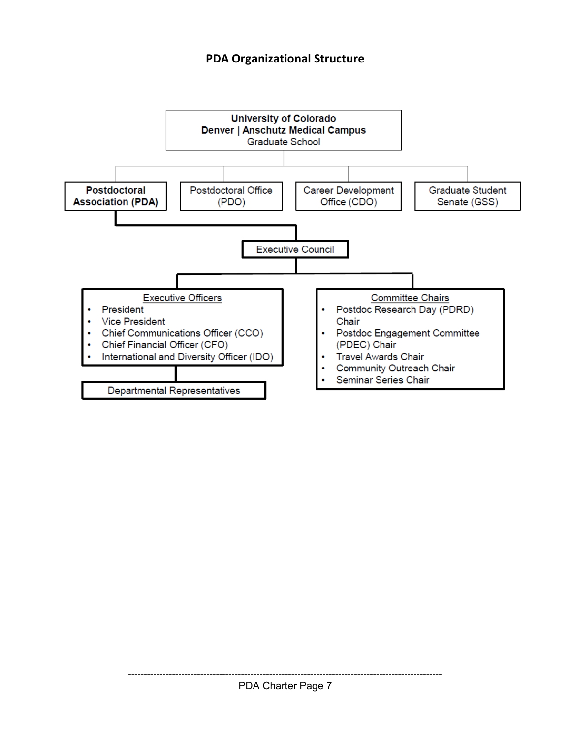## PDA Organizational Structure

**University of Colorado**
**Denver | Anschutz Medical Campus**
Graduate School

- **Postdoctoral Association (PDA)**
  - Executive Council
    - Executive Officers
      - President
      - Vice President
      - Chief Communications Officer (CCO)
      - Chief Financial Officer (CFO)
      - International and Diversity Officer (IDO)
      - Departmental Representatives
    - Committee Chairs
      - Postdoc Research Day (PDRD) Chair
      - Postdoc Engagement Committee (PDEC) Chair
      - Travel Awards Chair
      - Community Outreach Chair
      - Seminar Series Chair
- Postdoctoral Office (PDO)
- Career Development Office (CDO)
- Graduate Student Senate (GSS)